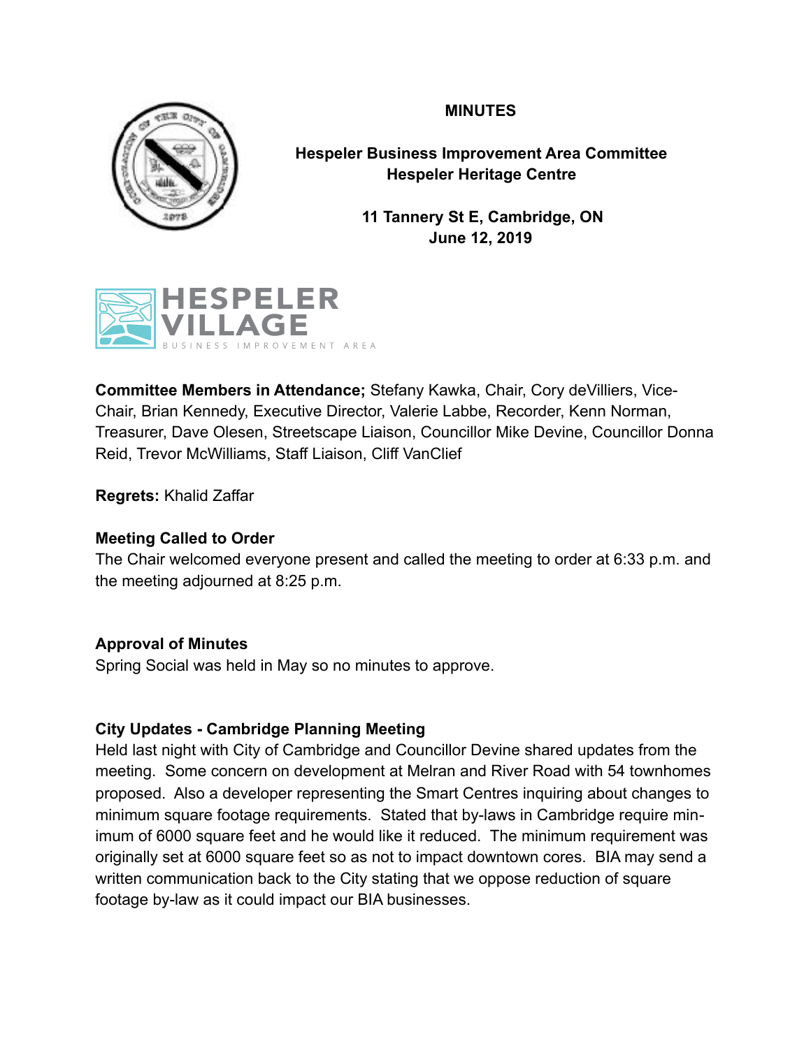# MINUTES

## Hespeler Business Improvement Area Committee
## Hespeler Heritage Centre

**11 Tannery St E, Cambridge, ON**
**June 12, 2019**

HESPELER VILLAGE
BUSINESS IMPROVEMENT AREA

**Committee Members in Attendance;** Stefany Kawka, Chair, Cory deVilliers, Vice-Chair, Brian Kennedy, Executive Director, Valerie Labbe, Recorder, Kenn Norman, Treasurer, Dave Olesen, Streetscape Liaison, Councillor Mike Devine, Councillor Donna Reid, Trevor McWilliams, Staff Liaison, Cliff VanClief

**Regrets:** Khalid Zaffar

**Meeting Called to Order**
The Chair welcomed everyone present and called the meeting to order at 6:33 p.m. and the meeting adjourned at 8:25 p.m.

**Approval of Minutes**
Spring Social was held in May so no minutes to approve.

**City Updates - Cambridge Planning Meeting**
Held last night with City of Cambridge and Councillor Devine shared updates from the meeting. Some concern on development at Melran and River Road with 54 townhomes proposed. Also a developer representing the Smart Centres inquiring about changes to minimum square footage requirements. Stated that by-laws in Cambridge require minimum of 6000 square feet and he would like it reduced. The minimum requirement was originally set at 6000 square feet so as not to impact downtown cores. BIA may send a written communication back to the City stating that we oppose reduction of square footage by-law as it could impact our BIA businesses.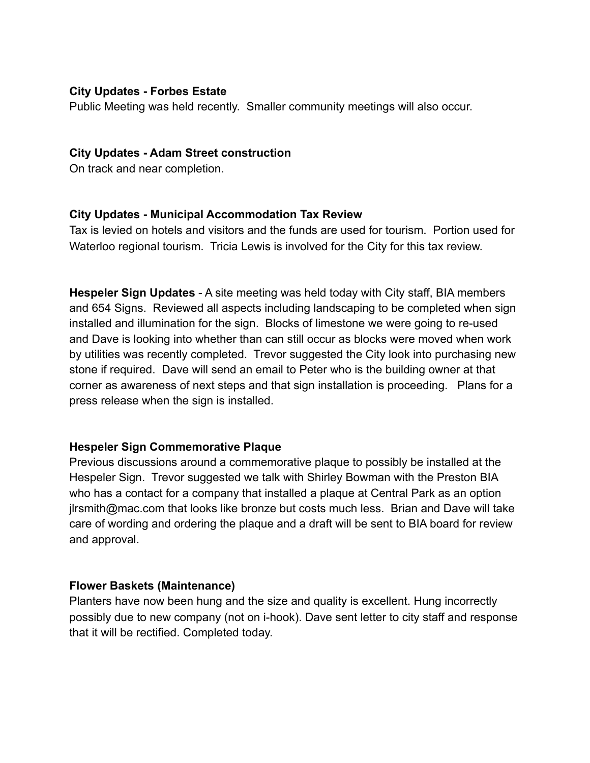**City Updates - Forbes Estate**
Public Meeting was held recently. Smaller community meetings will also occur.

**City Updates - Adam Street construction**
On track and near completion.

**City Updates - Municipal Accommodation Tax Review**
Tax is levied on hotels and visitors and the funds are used for tourism. Portion used for Waterloo regional tourism. Tricia Lewis is involved for the City for this tax review.

**Hespeler Sign Updates** - A site meeting was held today with City staff, BIA members and 654 Signs. Reviewed all aspects including landscaping to be completed when sign installed and illumination for the sign. Blocks of limestone we were going to re-used and Dave is looking into whether than can still occur as blocks were moved when work by utilities was recently completed. Trevor suggested the City look into purchasing new stone if required. Dave will send an email to Peter who is the building owner at that corner as awareness of next steps and that sign installation is proceeding. Plans for a press release when the sign is installed.

**Hespeler Sign Commemorative Plaque**
Previous discussions around a commemorative plaque to possibly be installed at the Hespeler Sign. Trevor suggested we talk with Shirley Bowman with the Preston BIA who has a contact for a company that installed a plaque at Central Park as an option jlrsmith@mac.com that looks like bronze but costs much less. Brian and Dave will take care of wording and ordering the plaque and a draft will be sent to BIA board for review and approval.

**Flower Baskets (Maintenance)**
Planters have now been hung and the size and quality is excellent. Hung incorrectly possibly due to new company (not on i-hook). Dave sent letter to city staff and response that it will be rectified. Completed today.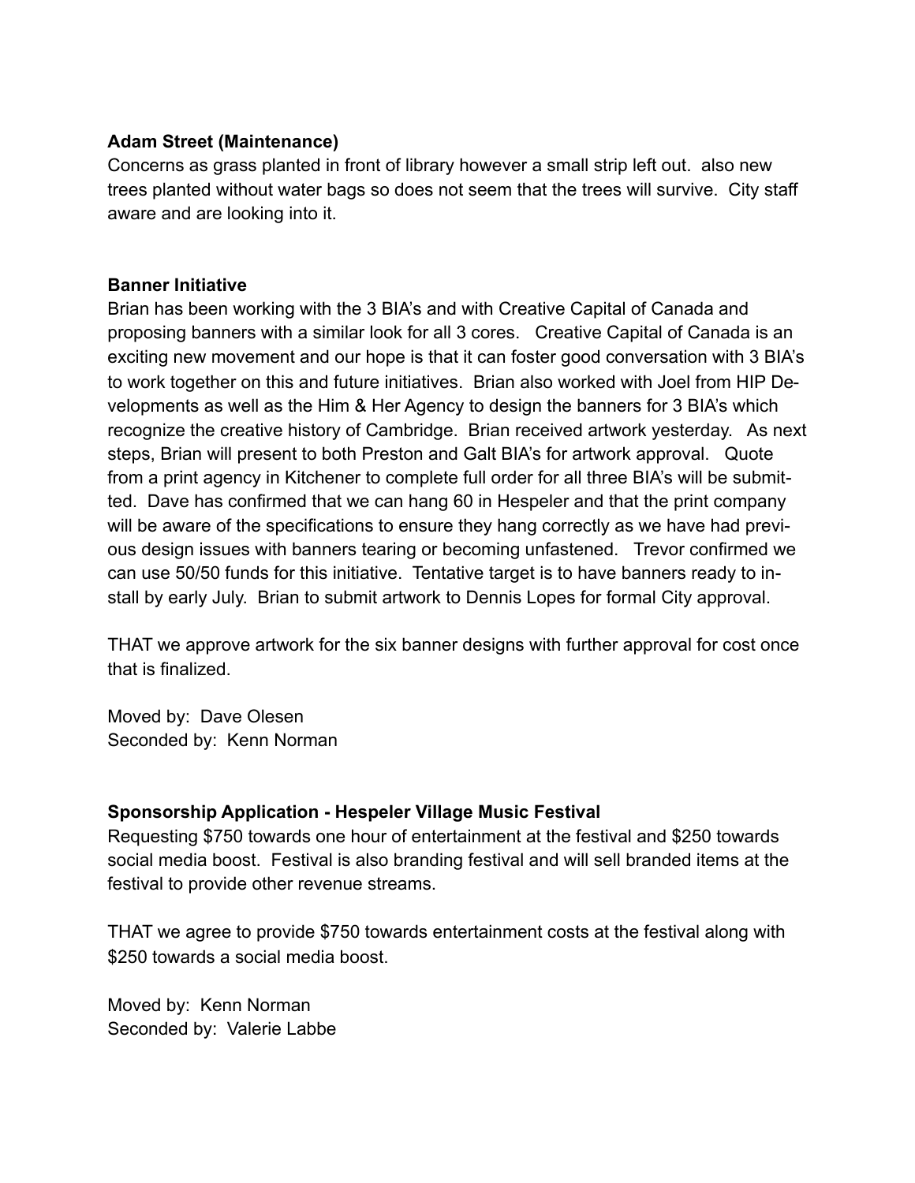**Adam Street (Maintenance)**
Concerns as grass planted in front of library however a small strip left out. also new trees planted without water bags so does not seem that the trees will survive. City staff aware and are looking into it.

**Banner Initiative**
Brian has been working with the 3 BIA's and with Creative Capital of Canada and proposing banners with a similar look for all 3 cores. Creative Capital of Canada is an exciting new movement and our hope is that it can foster good conversation with 3 BIA's to work together on this and future initiatives. Brian also worked with Joel from HIP Developments as well as the Him & Her Agency to design the banners for 3 BIA's which recognize the creative history of Cambridge. Brian received artwork yesterday. As next steps, Brian will present to both Preston and Galt BIA's for artwork approval. Quote from a print agency in Kitchener to complete full order for all three BIA's will be submitted. Dave has confirmed that we can hang 60 in Hespeler and that the print company will be aware of the specifications to ensure they hang correctly as we have had previous design issues with banners tearing or becoming unfastened. Trevor confirmed we can use 50/50 funds for this initiative. Tentative target is to have banners ready to install by early July. Brian to submit artwork to Dennis Lopes for formal City approval.

THAT we approve artwork for the six banner designs with further approval for cost once that is finalized.

Moved by: Dave Olesen
Seconded by: Kenn Norman

**Sponsorship Application - Hespeler Village Music Festival**
Requesting $750 towards one hour of entertainment at the festival and $250 towards social media boost. Festival is also branding festival and will sell branded items at the festival to provide other revenue streams.

THAT we agree to provide $750 towards entertainment costs at the festival along with $250 towards a social media boost.

Moved by: Kenn Norman
Seconded by: Valerie Labbe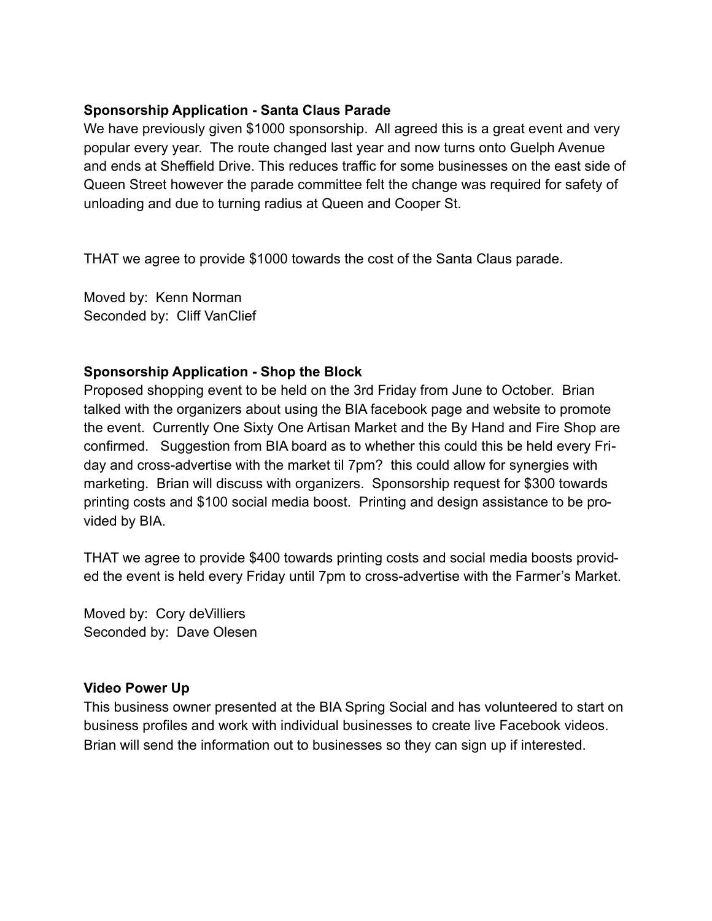**Sponsorship Application - Santa Claus Parade**

We have previously given $1000 sponsorship. All agreed this is a great event and very popular every year. The route changed last year and now turns onto Guelph Avenue and ends at Sheffield Drive. This reduces traffic for some businesses on the east side of Queen Street however the parade committee felt the change was required for safety of unloading and due to turning radius at Queen and Cooper St.

THAT we agree to provide $1000 towards the cost of the Santa Claus parade.

Moved by: Kenn Norman
Seconded by: Cliff VanClief

**Sponsorship Application - Shop the Block**

Proposed shopping event to be held on the 3rd Friday from June to October. Brian talked with the organizers about using the BIA facebook page and website to promote the event. Currently One Sixty One Artisan Market and the By Hand and Fire Shop are confirmed. Suggestion from BIA board as to whether this could this be held every Friday and cross-advertise with the market til 7pm? this could allow for synergies with marketing. Brian will discuss with organizers. Sponsorship request for $300 towards printing costs and $100 social media boost. Printing and design assistance to be provided by BIA.

THAT we agree to provide $400 towards printing costs and social media boosts provided the event is held every Friday until 7pm to cross-advertise with the Farmer's Market.

Moved by: Cory deVilliers
Seconded by: Dave Olesen

**Video Power Up**

This business owner presented at the BIA Spring Social and has volunteered to start on business profiles and work with individual businesses to create live Facebook videos. Brian will send the information out to businesses so they can sign up if interested.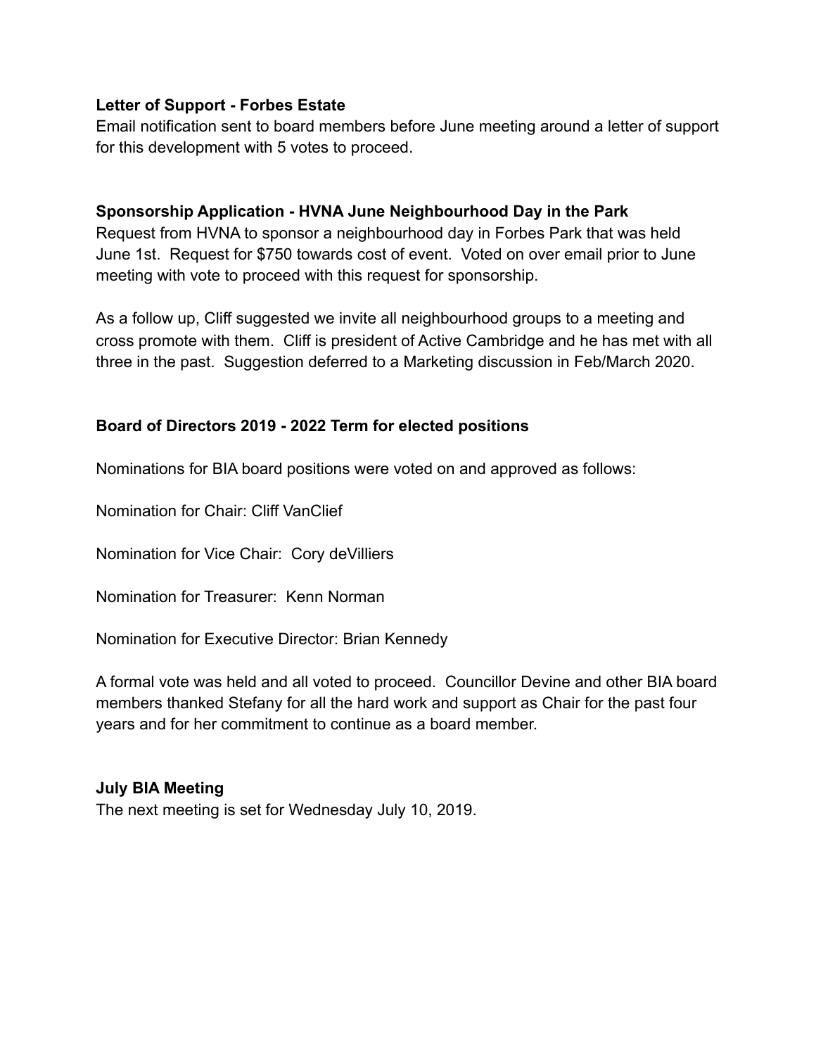**Letter of Support - Forbes Estate**
Email notification sent to board members before June meeting around a letter of support for this development with 5 votes to proceed.

**Sponsorship Application - HVNA June Neighbourhood Day in the Park**
Request from HVNA to sponsor a neighbourhood day in Forbes Park that was held June 1st. Request for $750 towards cost of event. Voted on over email prior to June meeting with vote to proceed with this request for sponsorship.

As a follow up, Cliff suggested we invite all neighbourhood groups to a meeting and cross promote with them. Cliff is president of Active Cambridge and he has met with all three in the past. Suggestion deferred to a Marketing discussion in Feb/March 2020.

**Board of Directors 2019 - 2022 Term for elected positions**

Nominations for BIA board positions were voted on and approved as follows:

Nomination for Chair: Cliff VanClief

Nomination for Vice Chair: Cory deVilliers

Nomination for Treasurer: Kenn Norman

Nomination for Executive Director: Brian Kennedy

A formal vote was held and all voted to proceed. Councillor Devine and other BIA board members thanked Stefany for all the hard work and support as Chair for the past four years and for her commitment to continue as a board member.

**July BIA Meeting**
The next meeting is set for Wednesday July 10, 2019.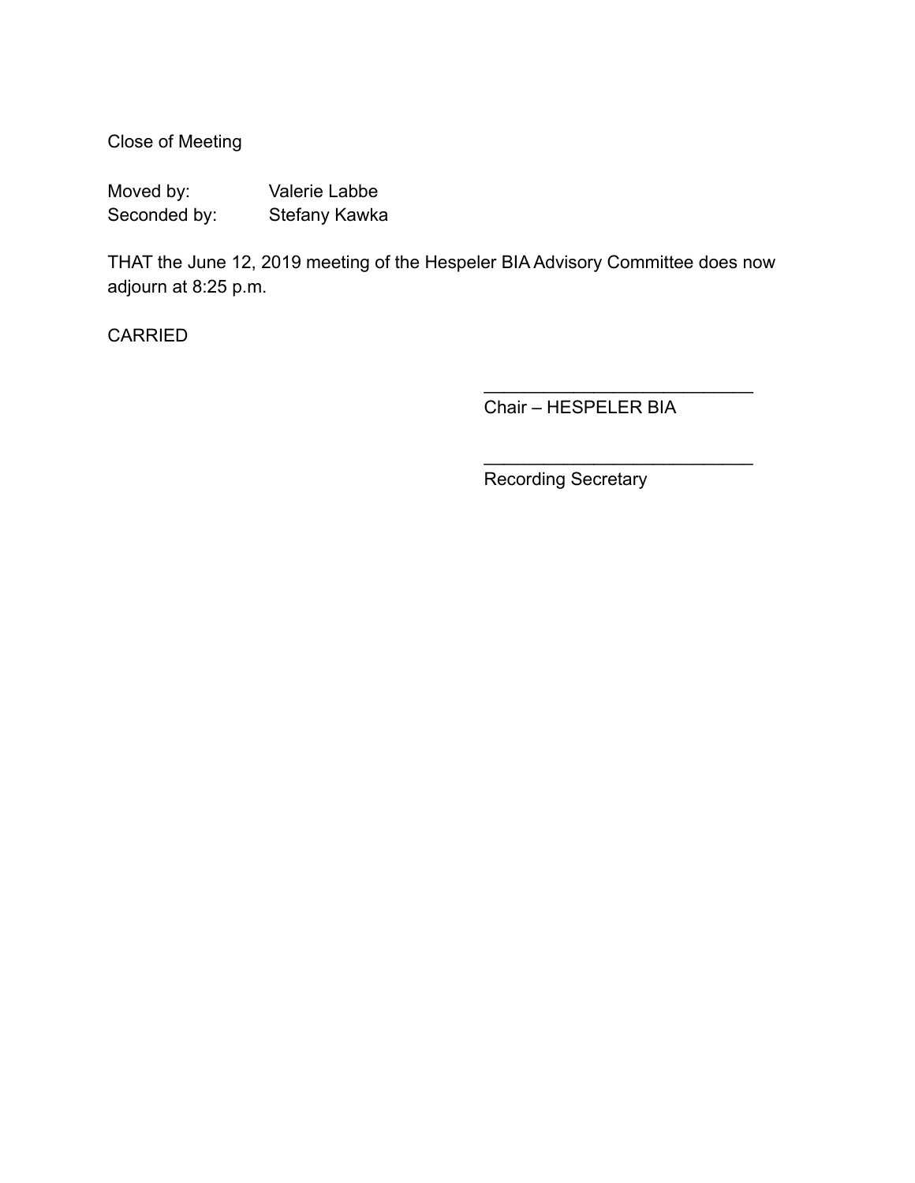Close of Meeting

Moved by: Valerie Labbe
Seconded by: Stefany Kawka

THAT the June 12, 2019 meeting of the Hespeler BIA Advisory Committee does now adjourn at 8:25 p.m.

CARRIED

___________________________
Chair – HESPELER BIA

___________________________
Recording Secretary